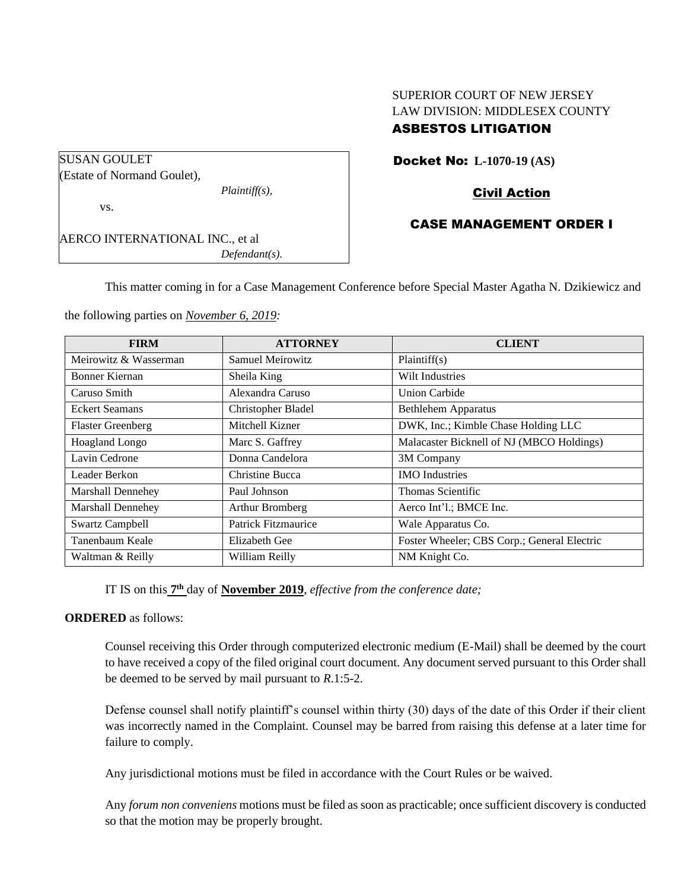SUPERIOR COURT OF NEW JERSEY
LAW DIVISION: MIDDLESEX COUNTY
**ASBESTOS LITIGATION**

SUSAN GOULET
(Estate of Normand Goulet),
*Plaintiff(s),*
vs.

AERCO INTERNATIONAL INC., et al
*Defendant(s).*

**Docket No: L-1070-19 (AS)**

**Civil Action**

**CASE MANAGEMENT ORDER I**

This matter coming in for a Case Management Conference before Special Master Agatha N. Dzikiewicz and the following parties on *November 6, 2019:*

| FIRM | ATTORNEY | CLIENT |
|---|---|---|
| Meirowitz & Wasserman | Samuel Meirowitz | Plaintiff(s) |
| Bonner Kiernan | Sheila King | Wilt Industries |
| Caruso Smith | Alexandra Caruso | Union Carbide |
| Eckert Seamans | Christopher Bladel | Bethlehem Apparatus |
| Flaster Greenberg | Mitchell Kizner | DWK, Inc.; Kimble Chase Holding LLC |
| Hoagland Longo | Marc S. Gaffrey | Malacaster Bicknell of NJ (MBCO Holdings) |
| Lavin Cedrone | Donna Candelora | 3M Company |
| Leader Berkon | Christine Bucca | IMO Industries |
| Marshall Dennehey | Paul Johnson | Thomas Scientific |
| Marshall Dennehey | Arthur Bromberg | Aerco Int'l.; BMCE Inc. |
| Swartz Campbell | Patrick Fitzmaurice | Wale Apparatus Co. |
| Tanenbaum Keale | Elizabeth Gee | Foster Wheeler; CBS Corp.; General Electric |
| Waltman & Reilly | William Reilly | NM Knight Co. |

IT IS on this **7th** day of **November 2019**, *effective from the conference date;*

**ORDERED** as follows:

Counsel receiving this Order through computerized electronic medium (E-Mail) shall be deemed by the court to have received a copy of the filed original court document. Any document served pursuant to this Order shall be deemed to be served by mail pursuant to *R*.1:5-2.

Defense counsel shall notify plaintiff's counsel within thirty (30) days of the date of this Order if their client was incorrectly named in the Complaint. Counsel may be barred from raising this defense at a later time for failure to comply.

Any jurisdictional motions must be filed in accordance with the Court Rules or be waived.

Any *forum non conveniens* motions must be filed as soon as practicable; once sufficient discovery is conducted so that the motion may be properly brought.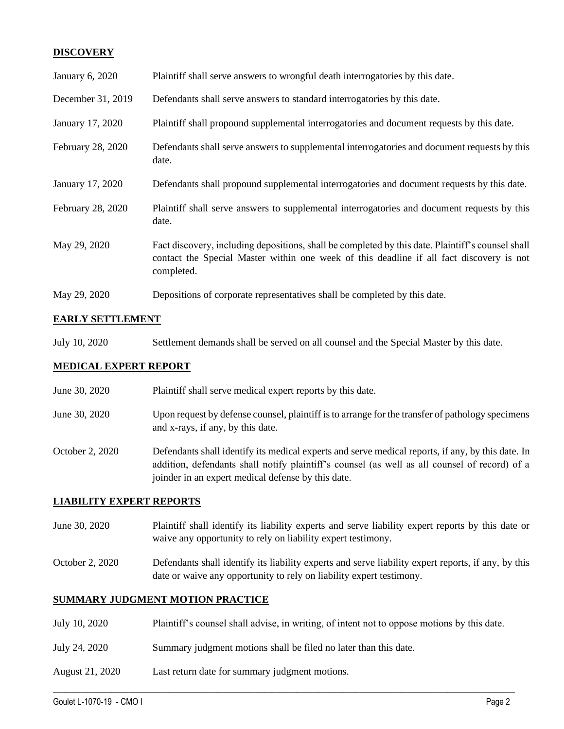## DISCOVERY

| | |
|---|---|
| January 6, 2020 | Plaintiff shall serve answers to wrongful death interrogatories by this date. |
| December 31, 2019 | Defendants shall serve answers to standard interrogatories by this date. |
| January 17, 2020 | Plaintiff shall propound supplemental interrogatories and document requests by this date. |
| February 28, 2020 | Defendants shall serve answers to supplemental interrogatories and document requests by this date. |
| January 17, 2020 | Defendants shall propound supplemental interrogatories and document requests by this date. |
| February 28, 2020 | Plaintiff shall serve answers to supplemental interrogatories and document requests by this date. |
| May 29, 2020 | Fact discovery, including depositions, shall be completed by this date. Plaintiff's counsel shall contact the Special Master within one week of this deadline if all fact discovery is not completed. |
| May 29, 2020 | Depositions of corporate representatives shall be completed by this date. |

## EARLY SETTLEMENT

| | |
|---|---|
| July 10, 2020 | Settlement demands shall be served on all counsel and the Special Master by this date. |

## MEDICAL EXPERT REPORT

| | |
|---|---|
| June 30, 2020 | Plaintiff shall serve medical expert reports by this date. |
| June 30, 2020 | Upon request by defense counsel, plaintiff is to arrange for the transfer of pathology specimens and x-rays, if any, by this date. |
| October 2, 2020 | Defendants shall identify its medical experts and serve medical reports, if any, by this date. In addition, defendants shall notify plaintiff's counsel (as well as all counsel of record) of a joinder in an expert medical defense by this date. |

## LIABILITY EXPERT REPORTS

| | |
|---|---|
| June 30, 2020 | Plaintiff shall identify its liability experts and serve liability expert reports by this date or waive any opportunity to rely on liability expert testimony. |
| October 2, 2020 | Defendants shall identify its liability experts and serve liability expert reports, if any, by this date or waive any opportunity to rely on liability expert testimony. |

## SUMMARY JUDGMENT MOTION PRACTICE

| | |
|---|---|
| July 10, 2020 | Plaintiff's counsel shall advise, in writing, of intent not to oppose motions by this date. |
| July 24, 2020 | Summary judgment motions shall be filed no later than this date. |
| August 21, 2020 | Last return date for summary judgment motions. |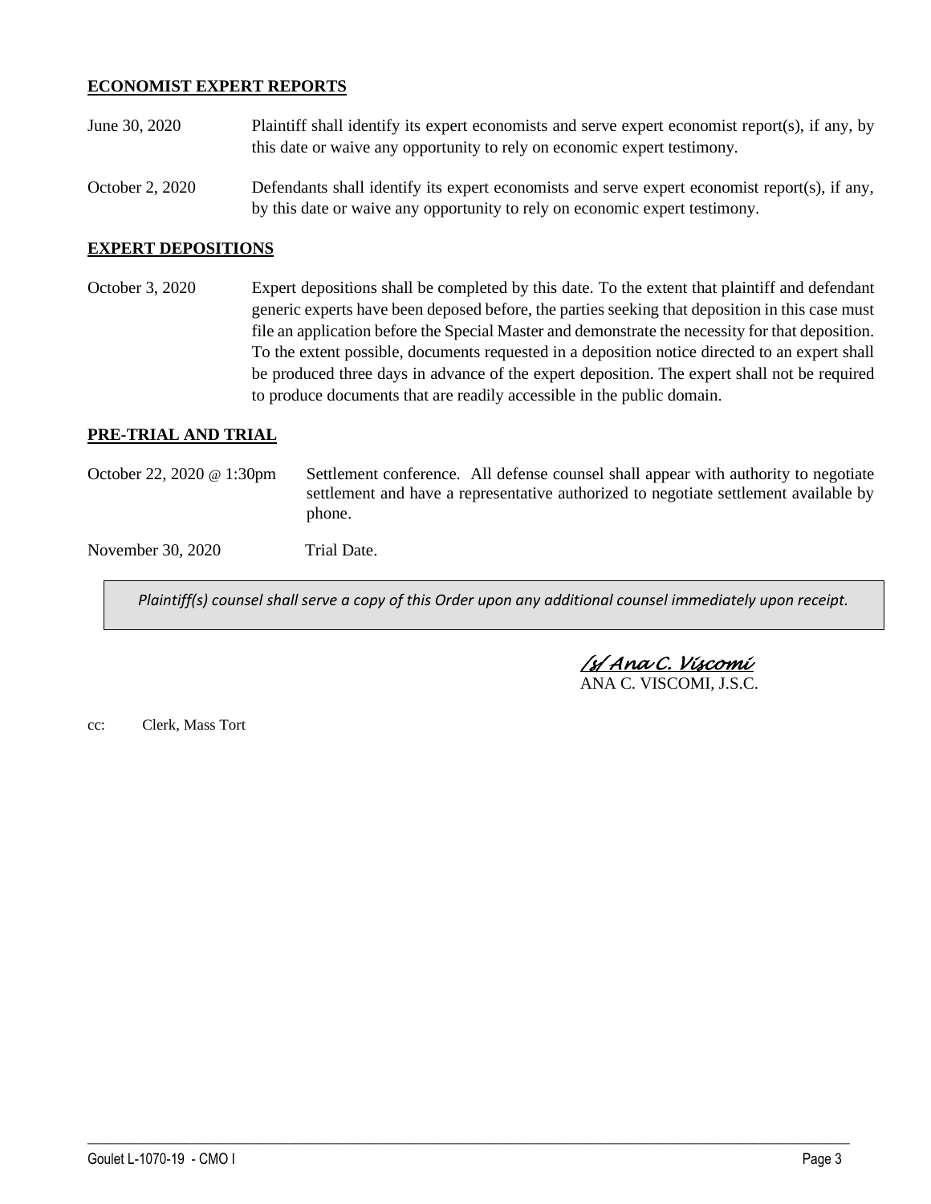**ECONOMIST EXPERT REPORTS**

| | |
|---|---|
| June 30, 2020 | Plaintiff shall identify its expert economists and serve expert economist report(s), if any, by this date or waive any opportunity to rely on economic expert testimony. |
| October 2, 2020 | Defendants shall identify its expert economists and serve expert economist report(s), if any, by this date or waive any opportunity to rely on economic expert testimony. |

**EXPERT DEPOSITIONS**

| | |
|---|---|
| October 3, 2020 | Expert depositions shall be completed by this date. To the extent that plaintiff and defendant generic experts have been deposed before, the parties seeking that deposition in this case must file an application before the Special Master and demonstrate the necessity for that deposition. To the extent possible, documents requested in a deposition notice directed to an expert shall be produced three days in advance of the expert deposition. The expert shall not be required to produce documents that are readily accessible in the public domain. |

**PRE-TRIAL AND TRIAL**

| | |
|---|---|
| October 22, 2020 @ 1:30pm | Settlement conference. All defense counsel shall appear with authority to negotiate settlement and have a representative authorized to negotiate settlement available by phone. |
| November 30, 2020 | Trial Date. |

*Plaintiff(s) counsel shall serve a copy of this Order upon any additional counsel immediately upon receipt.*

*/s/ Ana C. Viscomi*
ANA C. VISCOMI, J.S.C.

cc: Clerk, Mass Tort